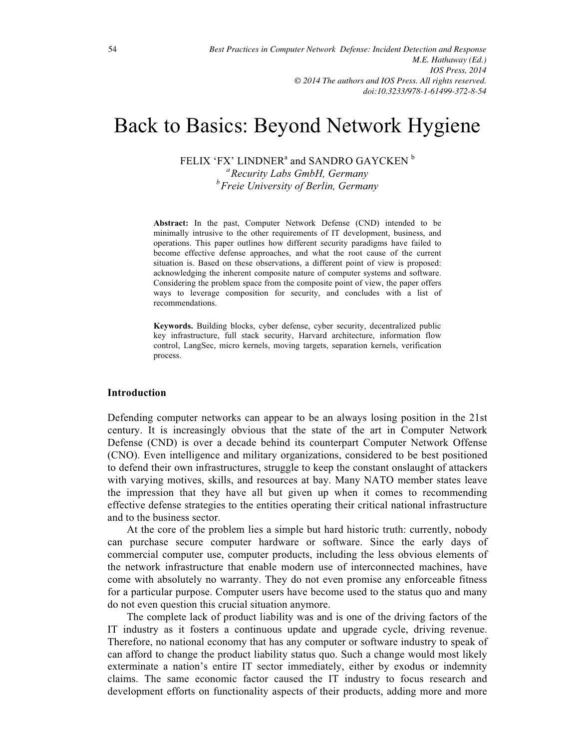# Back to Basics: Beyond Network Hygiene

FELIX 'FX' LINDNER[a] and SANDRO GAYCKEN[b]

[a] *Recurity Labs GmbH, Germany*

[b] *Freie University of Berlin, Germany*

**Abstract:** In the past, Computer Network Defense (CND) intended to be minimally intrusive to the other requirements of IT development, business, and operations. This paper outlines how different security paradigms have failed to become effective defense approaches, and what the root cause of the current situation is. Based on these observations, a different point of view is proposed: acknowledging the inherent composite nature of computer systems and software. Considering the problem space from the composite point of view, the paper offers ways to leverage composition for security, and concludes with a list of recommendations.

**Keywords.** Building blocks, cyber defense, cyber security, decentralized public key infrastructure, full stack security, Harvard architecture, information flow control, LangSec, micro kernels, moving targets, separation kernels, verification process.

## Introduction

Defending computer networks can appear to be an always losing position in the 21st century. It is increasingly obvious that the state of the art in Computer Network Defense (CND) is over a decade behind its counterpart Computer Network Offense (CNO). Even intelligence and military organizations, considered to be best positioned to defend their own infrastructures, struggle to keep the constant onslaught of attackers with varying motives, skills, and resources at bay. Many NATO member states leave the impression that they have all but given up when it comes to recommending effective defense strategies to the entities operating their critical national infrastructure and to the business sector.

At the core of the problem lies a simple but hard historic truth: currently, nobody can purchase secure computer hardware or software. Since the early days of commercial computer use, computer products, including the less obvious elements of the network infrastructure that enable modern use of interconnected machines, have come with absolutely no warranty. They do not even promise any enforceable fitness for a particular purpose. Computer users have become used to the status quo and many do not even question this crucial situation anymore.

The complete lack of product liability was and is one of the driving factors of the IT industry as it fosters a continuous update and upgrade cycle, driving revenue. Therefore, no national economy that has any computer or software industry to speak of can afford to change the product liability status quo. Such a change would most likely exterminate a nation's entire IT sector immediately, either by exodus or indemnity claims. The same economic factor caused the IT industry to focus research and development efforts on functionality aspects of their products, adding more and more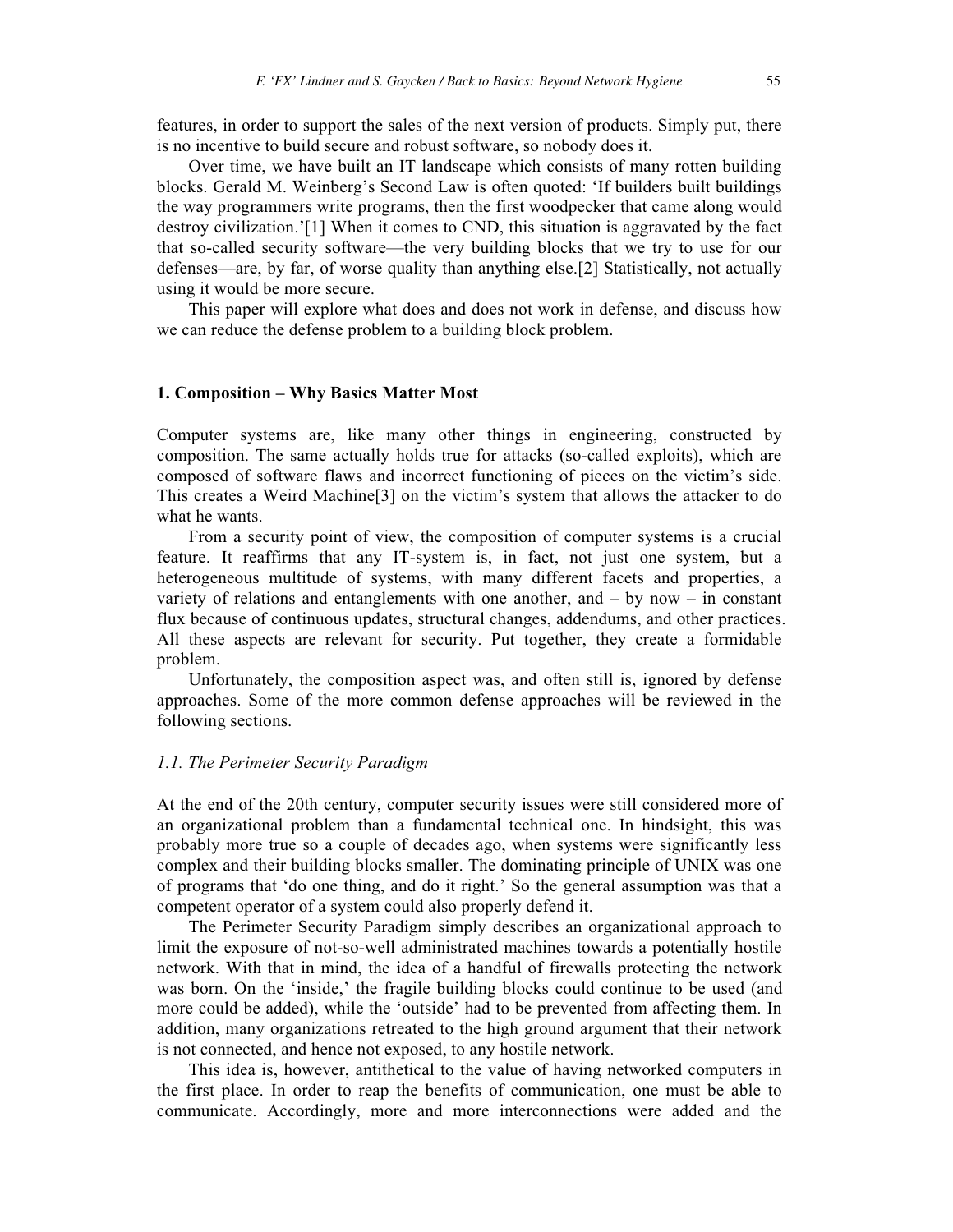features, in order to support the sales of the next version of products. Simply put, there is no incentive to build secure and robust software, so nobody does it.

Over time, we have built an IT landscape which consists of many rotten building blocks. Gerald M. Weinberg's Second Law is often quoted: 'If builders built buildings the way programmers write programs, then the first woodpecker that came along would destroy civilization.'[1] When it comes to CND, this situation is aggravated by the fact that so-called security software—the very building blocks that we try to use for our defenses—are, by far, of worse quality than anything else.[2] Statistically, not actually using it would be more secure.

This paper will explore what does and does not work in defense, and discuss how we can reduce the defense problem to a building block problem.

## 1. Composition – Why Basics Matter Most

Computer systems are, like many other things in engineering, constructed by composition. The same actually holds true for attacks (so-called exploits), which are composed of software flaws and incorrect functioning of pieces on the victim's side. This creates a Weird Machine[3] on the victim's system that allows the attacker to do what he wants.

From a security point of view, the composition of computer systems is a crucial feature. It reaffirms that any IT-system is, in fact, not just one system, but a heterogeneous multitude of systems, with many different facets and properties, a variety of relations and entanglements with one another, and – by now – in constant flux because of continuous updates, structural changes, addendums, and other practices. All these aspects are relevant for security. Put together, they create a formidable problem.

Unfortunately, the composition aspect was, and often still is, ignored by defense approaches. Some of the more common defense approaches will be reviewed in the following sections.

### *1.1. The Perimeter Security Paradigm*

At the end of the 20th century, computer security issues were still considered more of an organizational problem than a fundamental technical one. In hindsight, this was probably more true so a couple of decades ago, when systems were significantly less complex and their building blocks smaller. The dominating principle of UNIX was one of programs that 'do one thing, and do it right.' So the general assumption was that a competent operator of a system could also properly defend it.

The Perimeter Security Paradigm simply describes an organizational approach to limit the exposure of not-so-well administrated machines towards a potentially hostile network. With that in mind, the idea of a handful of firewalls protecting the network was born. On the 'inside,' the fragile building blocks could continue to be used (and more could be added), while the 'outside' had to be prevented from affecting them. In addition, many organizations retreated to the high ground argument that their network is not connected, and hence not exposed, to any hostile network.

This idea is, however, antithetical to the value of having networked computers in the first place. In order to reap the benefits of communication, one must be able to communicate. Accordingly, more and more interconnections were added and the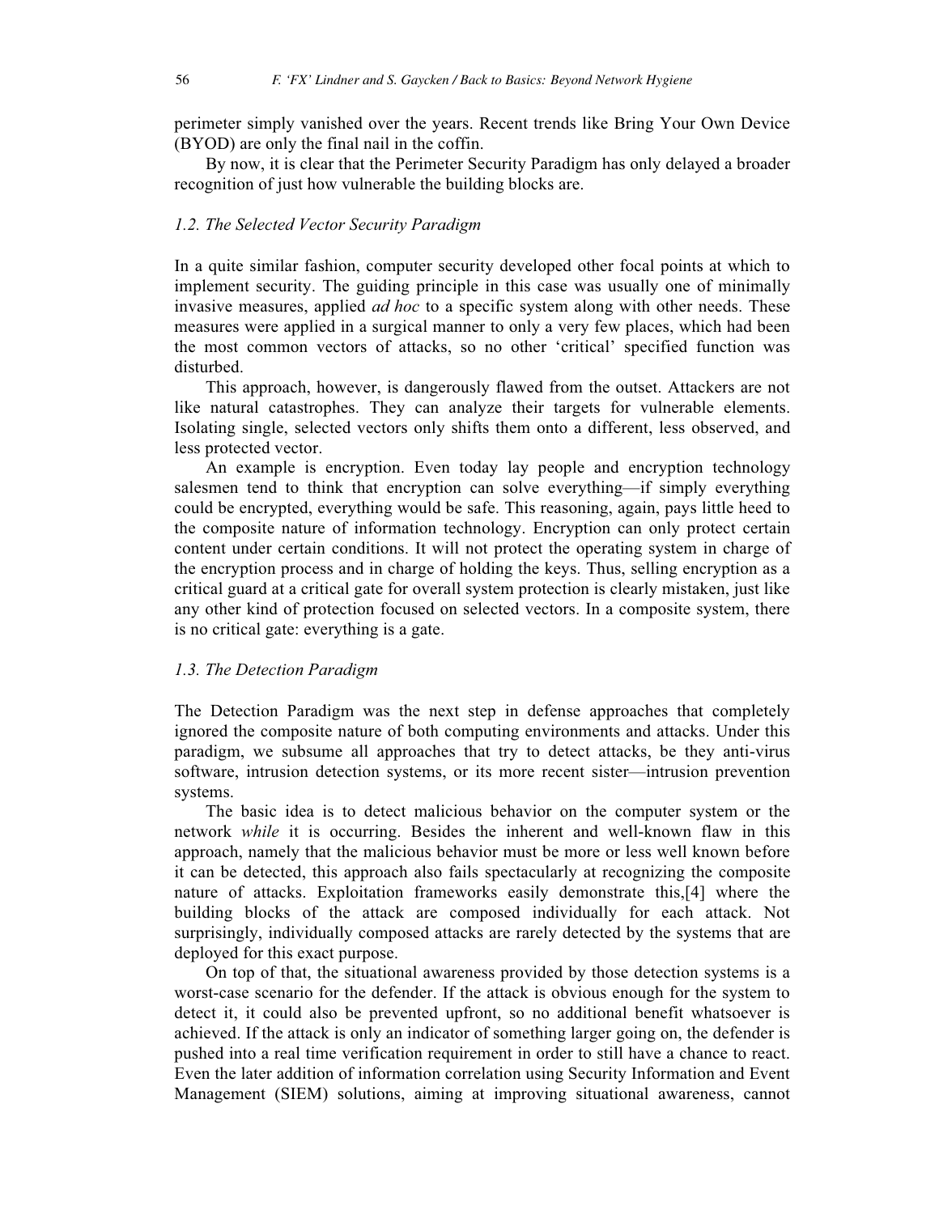perimeter simply vanished over the years. Recent trends like Bring Your Own Device (BYOD) are only the final nail in the coffin.

By now, it is clear that the Perimeter Security Paradigm has only delayed a broader recognition of just how vulnerable the building blocks are.

### *1.2. The Selected Vector Security Paradigm*

In a quite similar fashion, computer security developed other focal points at which to implement security. The guiding principle in this case was usually one of minimally invasive measures, applied *ad hoc* to a specific system along with other needs. These measures were applied in a surgical manner to only a very few places, which had been the most common vectors of attacks, so no other 'critical' specified function was disturbed.

This approach, however, is dangerously flawed from the outset. Attackers are not like natural catastrophes. They can analyze their targets for vulnerable elements. Isolating single, selected vectors only shifts them onto a different, less observed, and less protected vector.

An example is encryption. Even today lay people and encryption technology salesmen tend to think that encryption can solve everything—if simply everything could be encrypted, everything would be safe. This reasoning, again, pays little heed to the composite nature of information technology. Encryption can only protect certain content under certain conditions. It will not protect the operating system in charge of the encryption process and in charge of holding the keys. Thus, selling encryption as a critical guard at a critical gate for overall system protection is clearly mistaken, just like any other kind of protection focused on selected vectors. In a composite system, there is no critical gate: everything is a gate.

### *1.3. The Detection Paradigm*

The Detection Paradigm was the next step in defense approaches that completely ignored the composite nature of both computing environments and attacks. Under this paradigm, we subsume all approaches that try to detect attacks, be they anti-virus software, intrusion detection systems, or its more recent sister—intrusion prevention systems.

The basic idea is to detect malicious behavior on the computer system or the network *while* it is occurring. Besides the inherent and well-known flaw in this approach, namely that the malicious behavior must be more or less well known before it can be detected, this approach also fails spectacularly at recognizing the composite nature of attacks. Exploitation frameworks easily demonstrate this,[4] where the building blocks of the attack are composed individually for each attack. Not surprisingly, individually composed attacks are rarely detected by the systems that are deployed for this exact purpose.

On top of that, the situational awareness provided by those detection systems is a worst-case scenario for the defender. If the attack is obvious enough for the system to detect it, it could also be prevented upfront, so no additional benefit whatsoever is achieved. If the attack is only an indicator of something larger going on, the defender is pushed into a real time verification requirement in order to still have a chance to react. Even the later addition of information correlation using Security Information and Event Management (SIEM) solutions, aiming at improving situational awareness, cannot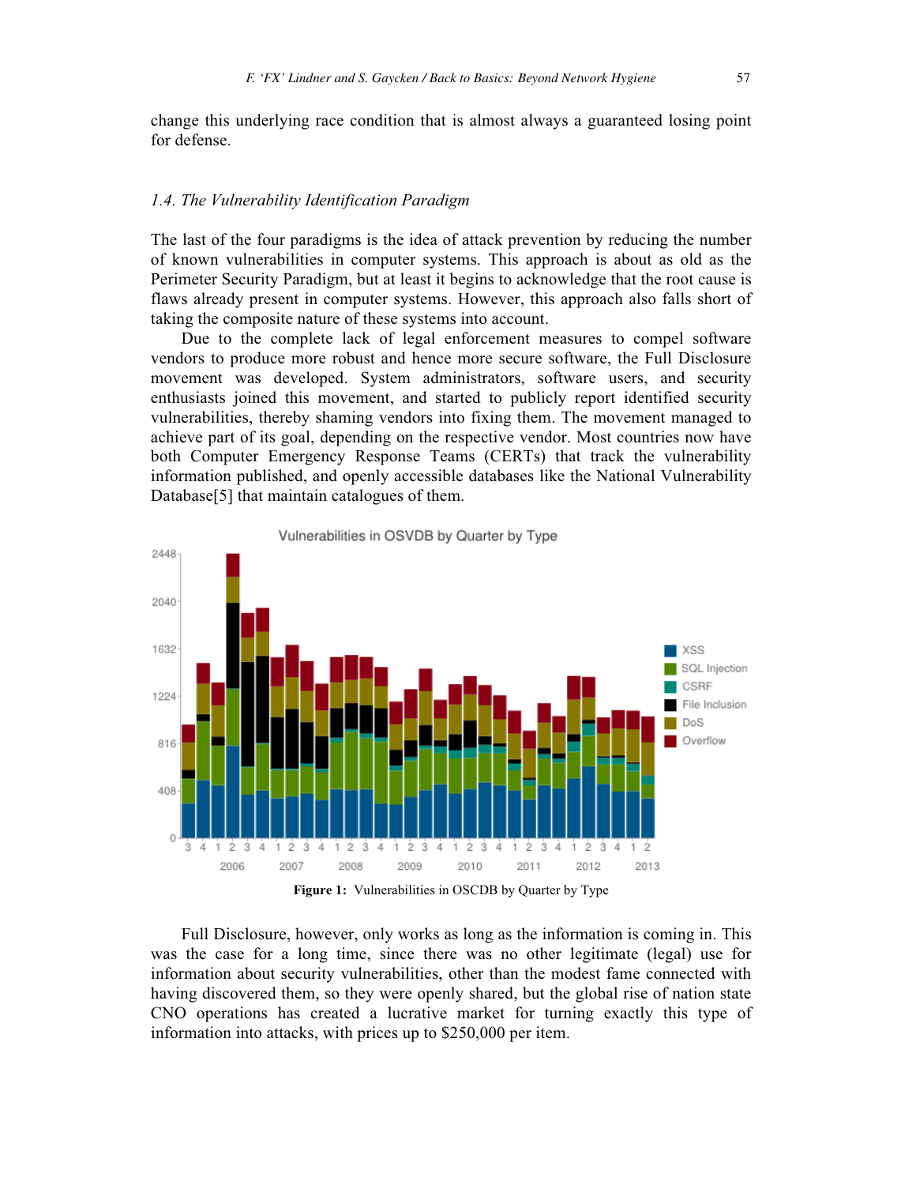change this underlying race condition that is almost always a guaranteed losing point for defense.

### *1.4. The Vulnerability Identification Paradigm*

The last of the four paradigms is the idea of attack prevention by reducing the number of known vulnerabilities in computer systems. This approach is about as old as the Perimeter Security Paradigm, but at least it begins to acknowledge that the root cause is flaws already present in computer systems. However, this approach also falls short of taking the composite nature of these systems into account.

Due to the complete lack of legal enforcement measures to compel software vendors to produce more robust and hence more secure software, the Full Disclosure movement was developed. System administrators, software users, and security enthusiasts joined this movement, and started to publicly report identified security vulnerabilities, thereby shaming vendors into fixing them. The movement managed to achieve part of its goal, depending on the respective vendor. Most countries now have both Computer Emergency Response Teams (CERTs) that track the vulnerability information published, and openly accessible databases like the National Vulnerability Database[5] that maintain catalogues of them.

**Figure 1:** Vulnerabilities in OSCDB by Quarter by Type

Full Disclosure, however, only works as long as the information is coming in. This was the case for a long time, since there was no other legitimate (legal) use for information about security vulnerabilities, other than the modest fame connected with having discovered them, so they were openly shared, but the global rise of nation state CNO operations has created a lucrative market for turning exactly this type of information into attacks, with prices up to $250,000 per item.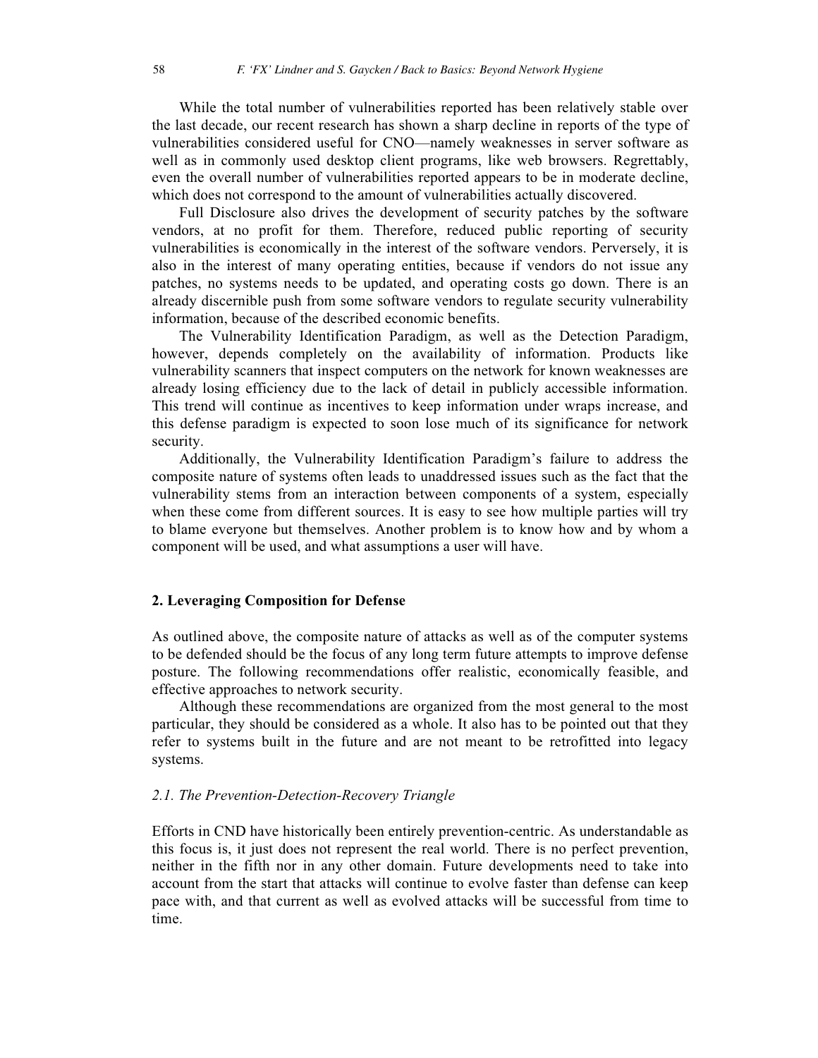While the total number of vulnerabilities reported has been relatively stable over the last decade, our recent research has shown a sharp decline in reports of the type of vulnerabilities considered useful for CNO—namely weaknesses in server software as well as in commonly used desktop client programs, like web browsers. Regrettably, even the overall number of vulnerabilities reported appears to be in moderate decline, which does not correspond to the amount of vulnerabilities actually discovered.

Full Disclosure also drives the development of security patches by the software vendors, at no profit for them. Therefore, reduced public reporting of security vulnerabilities is economically in the interest of the software vendors. Perversely, it is also in the interest of many operating entities, because if vendors do not issue any patches, no systems needs to be updated, and operating costs go down. There is an already discernible push from some software vendors to regulate security vulnerability information, because of the described economic benefits.

The Vulnerability Identification Paradigm, as well as the Detection Paradigm, however, depends completely on the availability of information. Products like vulnerability scanners that inspect computers on the network for known weaknesses are already losing efficiency due to the lack of detail in publicly accessible information. This trend will continue as incentives to keep information under wraps increase, and this defense paradigm is expected to soon lose much of its significance for network security.

Additionally, the Vulnerability Identification Paradigm's failure to address the composite nature of systems often leads to unaddressed issues such as the fact that the vulnerability stems from an interaction between components of a system, especially when these come from different sources. It is easy to see how multiple parties will try to blame everyone but themselves. Another problem is to know how and by whom a component will be used, and what assumptions a user will have.

## 2. Leveraging Composition for Defense

As outlined above, the composite nature of attacks as well as of the computer systems to be defended should be the focus of any long term future attempts to improve defense posture. The following recommendations offer realistic, economically feasible, and effective approaches to network security.

Although these recommendations are organized from the most general to the most particular, they should be considered as a whole. It also has to be pointed out that they refer to systems built in the future and are not meant to be retrofitted into legacy systems.

### *2.1. The Prevention-Detection-Recovery Triangle*

Efforts in CND have historically been entirely prevention-centric. As understandable as this focus is, it just does not represent the real world. There is no perfect prevention, neither in the fifth nor in any other domain. Future developments need to take into account from the start that attacks will continue to evolve faster than defense can keep pace with, and that current as well as evolved attacks will be successful from time to time.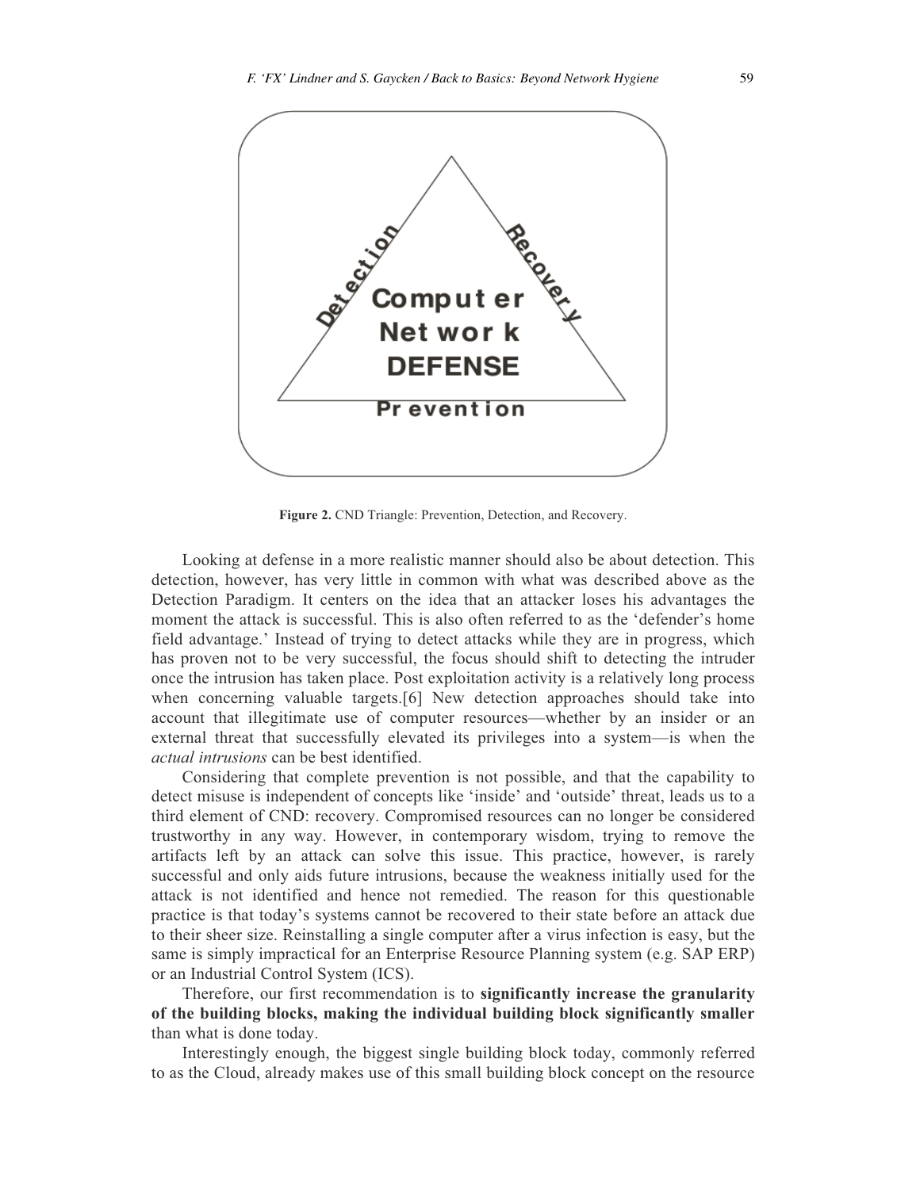Detection

Recovery

Computer
Network
DEFENSE

Prevention

**Figure 2.** CND Triangle: Prevention, Detection, and Recovery.

Looking at defense in a more realistic manner should also be about detection. This detection, however, has very little in common with what was described above as the Detection Paradigm. It centers on the idea that an attacker loses his advantages the moment the attack is successful. This is also often referred to as the 'defender's home field advantage.' Instead of trying to detect attacks while they are in progress, which has proven not to be very successful, the focus should shift to detecting the intruder once the intrusion has taken place. Post exploitation activity is a relatively long process when concerning valuable targets.[6] New detection approaches should take into account that illegitimate use of computer resources—whether by an insider or an external threat that successfully elevated its privileges into a system—is when the *actual intrusions* can be best identified.

Considering that complete prevention is not possible, and that the capability to detect misuse is independent of concepts like 'inside' and 'outside' threat, leads us to a third element of CND: recovery. Compromised resources can no longer be considered trustworthy in any way. However, in contemporary wisdom, trying to remove the artifacts left by an attack can solve this issue. This practice, however, is rarely successful and only aids future intrusions, because the weakness initially used for the attack is not identified and hence not remedied. The reason for this questionable practice is that today's systems cannot be recovered to their state before an attack due to their sheer size. Reinstalling a single computer after a virus infection is easy, but the same is simply impractical for an Enterprise Resource Planning system (e.g. SAP ERP) or an Industrial Control System (ICS).

Therefore, our first recommendation is to **significantly increase the granularity of the building blocks, making the individual building block significantly smaller** than what is done today.

Interestingly enough, the biggest single building block today, commonly referred to as the Cloud, already makes use of this small building block concept on the resource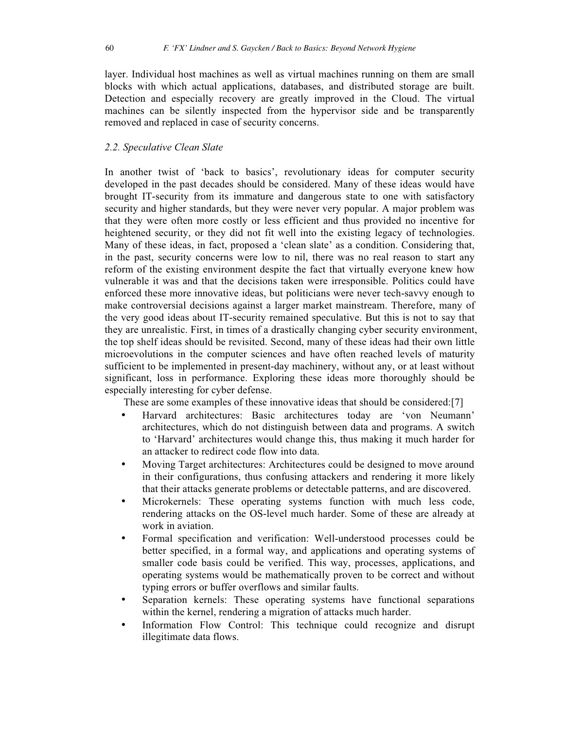layer. Individual host machines as well as virtual machines running on them are small blocks with which actual applications, databases, and distributed storage are built. Detection and especially recovery are greatly improved in the Cloud. The virtual machines can be silently inspected from the hypervisor side and be transparently removed and replaced in case of security concerns.

### *2.2. Speculative Clean Slate*

In another twist of 'back to basics', revolutionary ideas for computer security developed in the past decades should be considered. Many of these ideas would have brought IT-security from its immature and dangerous state to one with satisfactory security and higher standards, but they were never very popular. A major problem was that they were often more costly or less efficient and thus provided no incentive for heightened security, or they did not fit well into the existing legacy of technologies. Many of these ideas, in fact, proposed a 'clean slate' as a condition. Considering that, in the past, security concerns were low to nil, there was no real reason to start any reform of the existing environment despite the fact that virtually everyone knew how vulnerable it was and that the decisions taken were irresponsible. Politics could have enforced these more innovative ideas, but politicians were never tech-savvy enough to make controversial decisions against a larger market mainstream. Therefore, many of the very good ideas about IT-security remained speculative. But this is not to say that they are unrealistic. First, in times of a drastically changing cyber security environment, the top shelf ideas should be revisited. Second, many of these ideas had their own little microevolutions in the computer sciences and have often reached levels of maturity sufficient to be implemented in present-day machinery, without any, or at least without significant, loss in performance. Exploring these ideas more thoroughly should be especially interesting for cyber defense.

These are some examples of these innovative ideas that should be considered:[7]

- Harvard architectures: Basic architectures today are 'von Neumann' architectures, which do not distinguish between data and programs. A switch to 'Harvard' architectures would change this, thus making it much harder for an attacker to redirect code flow into data.
- Moving Target architectures: Architectures could be designed to move around in their configurations, thus confusing attackers and rendering it more likely that their attacks generate problems or detectable patterns, and are discovered.
- Microkernels: These operating systems function with much less code, rendering attacks on the OS-level much harder. Some of these are already at work in aviation.
- Formal specification and verification: Well-understood processes could be better specified, in a formal way, and applications and operating systems of smaller code basis could be verified. This way, processes, applications, and operating systems would be mathematically proven to be correct and without typing errors or buffer overflows and similar faults.
- Separation kernels: These operating systems have functional separations within the kernel, rendering a migration of attacks much harder.
- Information Flow Control: This technique could recognize and disrupt illegitimate data flows.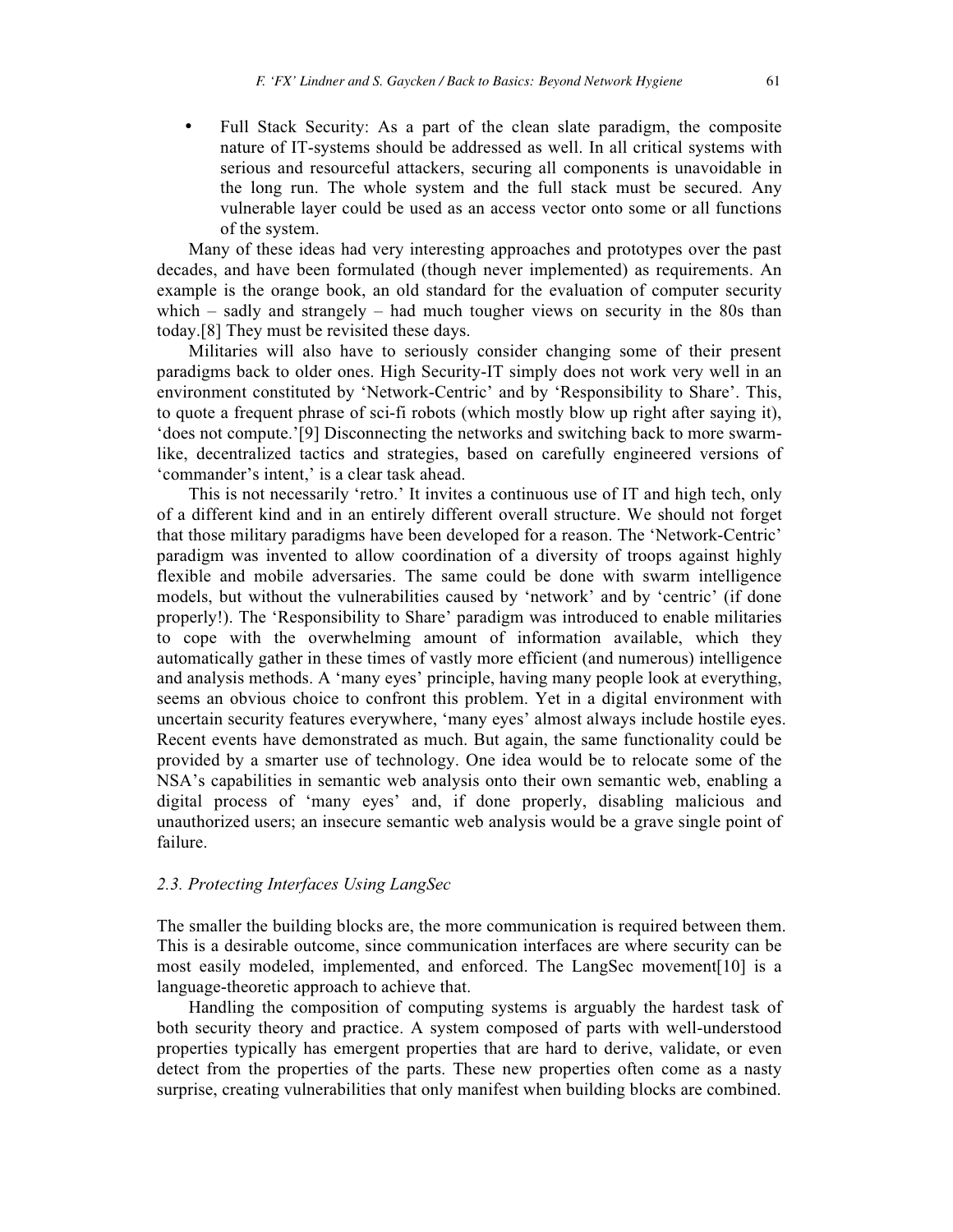- Full Stack Security: As a part of the clean slate paradigm, the composite nature of IT-systems should be addressed as well. In all critical systems with serious and resourceful attackers, securing all components is unavoidable in the long run. The whole system and the full stack must be secured. Any vulnerable layer could be used as an access vector onto some or all functions of the system.

Many of these ideas had very interesting approaches and prototypes over the past decades, and have been formulated (though never implemented) as requirements. An example is the orange book, an old standard for the evaluation of computer security which – sadly and strangely – had much tougher views on security in the 80s than today.[8] They must be revisited these days.

Militaries will also have to seriously consider changing some of their present paradigms back to older ones. High Security-IT simply does not work very well in an environment constituted by 'Network-Centric' and by 'Responsibility to Share'. This, to quote a frequent phrase of sci-fi robots (which mostly blow up right after saying it), 'does not compute.'[9] Disconnecting the networks and switching back to more swarm-like, decentralized tactics and strategies, based on carefully engineered versions of 'commander's intent,' is a clear task ahead.

This is not necessarily 'retro.' It invites a continuous use of IT and high tech, only of a different kind and in an entirely different overall structure. We should not forget that those military paradigms have been developed for a reason. The 'Network-Centric' paradigm was invented to allow coordination of a diversity of troops against highly flexible and mobile adversaries. The same could be done with swarm intelligence models, but without the vulnerabilities caused by 'network' and by 'centric' (if done properly!). The 'Responsibility to Share' paradigm was introduced to enable militaries to cope with the overwhelming amount of information available, which they automatically gather in these times of vastly more efficient (and numerous) intelligence and analysis methods. A 'many eyes' principle, having many people look at everything, seems an obvious choice to confront this problem. Yet in a digital environment with uncertain security features everywhere, 'many eyes' almost always include hostile eyes. Recent events have demonstrated as much. But again, the same functionality could be provided by a smarter use of technology. One idea would be to relocate some of the NSA's capabilities in semantic web analysis onto their own semantic web, enabling a digital process of 'many eyes' and, if done properly, disabling malicious and unauthorized users; an insecure semantic web analysis would be a grave single point of failure.

### *2.3. Protecting Interfaces Using LangSec*

The smaller the building blocks are, the more communication is required between them. This is a desirable outcome, since communication interfaces are where security can be most easily modeled, implemented, and enforced. The LangSec movement[10] is a language-theoretic approach to achieve that.

Handling the composition of computing systems is arguably the hardest task of both security theory and practice. A system composed of parts with well-understood properties typically has emergent properties that are hard to derive, validate, or even detect from the properties of the parts. These new properties often come as a nasty surprise, creating vulnerabilities that only manifest when building blocks are combined.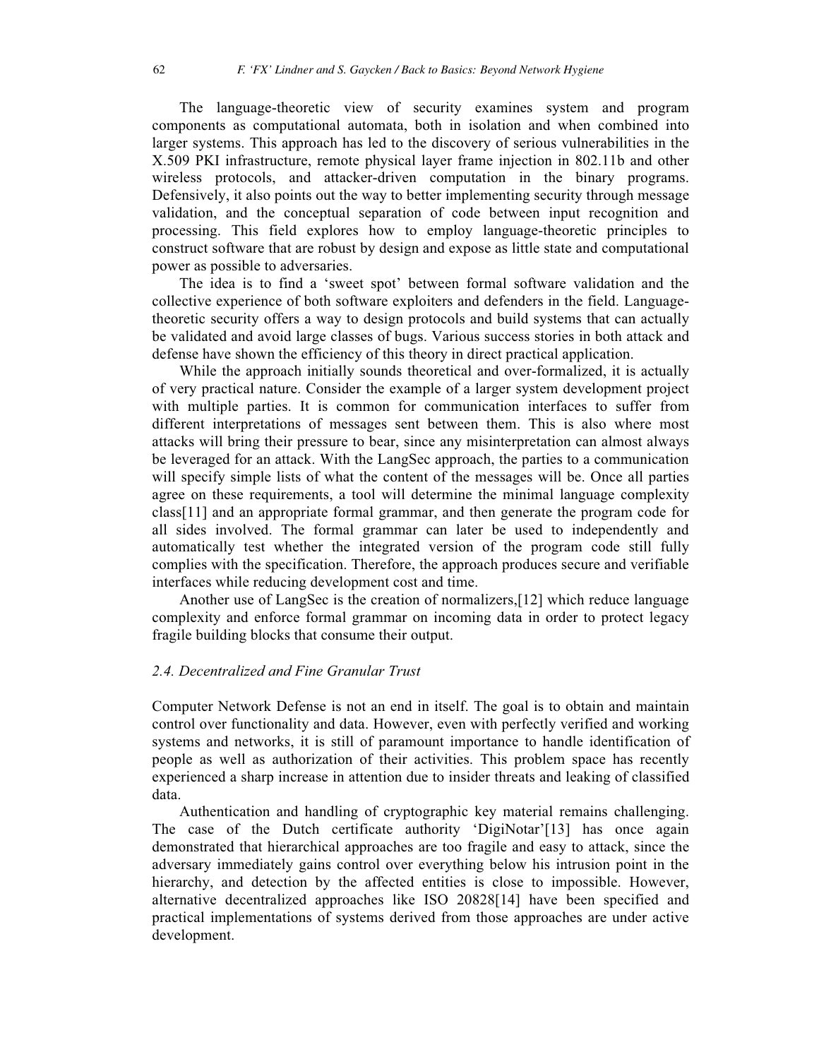The language-theoretic view of security examines system and program components as computational automata, both in isolation and when combined into larger systems. This approach has led to the discovery of serious vulnerabilities in the X.509 PKI infrastructure, remote physical layer frame injection in 802.11b and other wireless protocols, and attacker-driven computation in the binary programs. Defensively, it also points out the way to better implementing security through message validation, and the conceptual separation of code between input recognition and processing. This field explores how to employ language-theoretic principles to construct software that are robust by design and expose as little state and computational power as possible to adversaries.

The idea is to find a 'sweet spot' between formal software validation and the collective experience of both software exploiters and defenders in the field. Language-theoretic security offers a way to design protocols and build systems that can actually be validated and avoid large classes of bugs. Various success stories in both attack and defense have shown the efficiency of this theory in direct practical application.

While the approach initially sounds theoretical and over-formalized, it is actually of very practical nature. Consider the example of a larger system development project with multiple parties. It is common for communication interfaces to suffer from different interpretations of messages sent between them. This is also where most attacks will bring their pressure to bear, since any misinterpretation can almost always be leveraged for an attack. With the LangSec approach, the parties to a communication will specify simple lists of what the content of the messages will be. Once all parties agree on these requirements, a tool will determine the minimal language complexity class[11] and an appropriate formal grammar, and then generate the program code for all sides involved. The formal grammar can later be used to independently and automatically test whether the integrated version of the program code still fully complies with the specification. Therefore, the approach produces secure and verifiable interfaces while reducing development cost and time.

Another use of LangSec is the creation of normalizers,[12] which reduce language complexity and enforce formal grammar on incoming data in order to protect legacy fragile building blocks that consume their output.

### *2.4. Decentralized and Fine Granular Trust*

Computer Network Defense is not an end in itself. The goal is to obtain and maintain control over functionality and data. However, even with perfectly verified and working systems and networks, it is still of paramount importance to handle identification of people as well as authorization of their activities. This problem space has recently experienced a sharp increase in attention due to insider threats and leaking of classified data.

Authentication and handling of cryptographic key material remains challenging. The case of the Dutch certificate authority 'DigiNotar'[13] has once again demonstrated that hierarchical approaches are too fragile and easy to attack, since the adversary immediately gains control over everything below his intrusion point in the hierarchy, and detection by the affected entities is close to impossible. However, alternative decentralized approaches like ISO 20828[14] have been specified and practical implementations of systems derived from those approaches are under active development.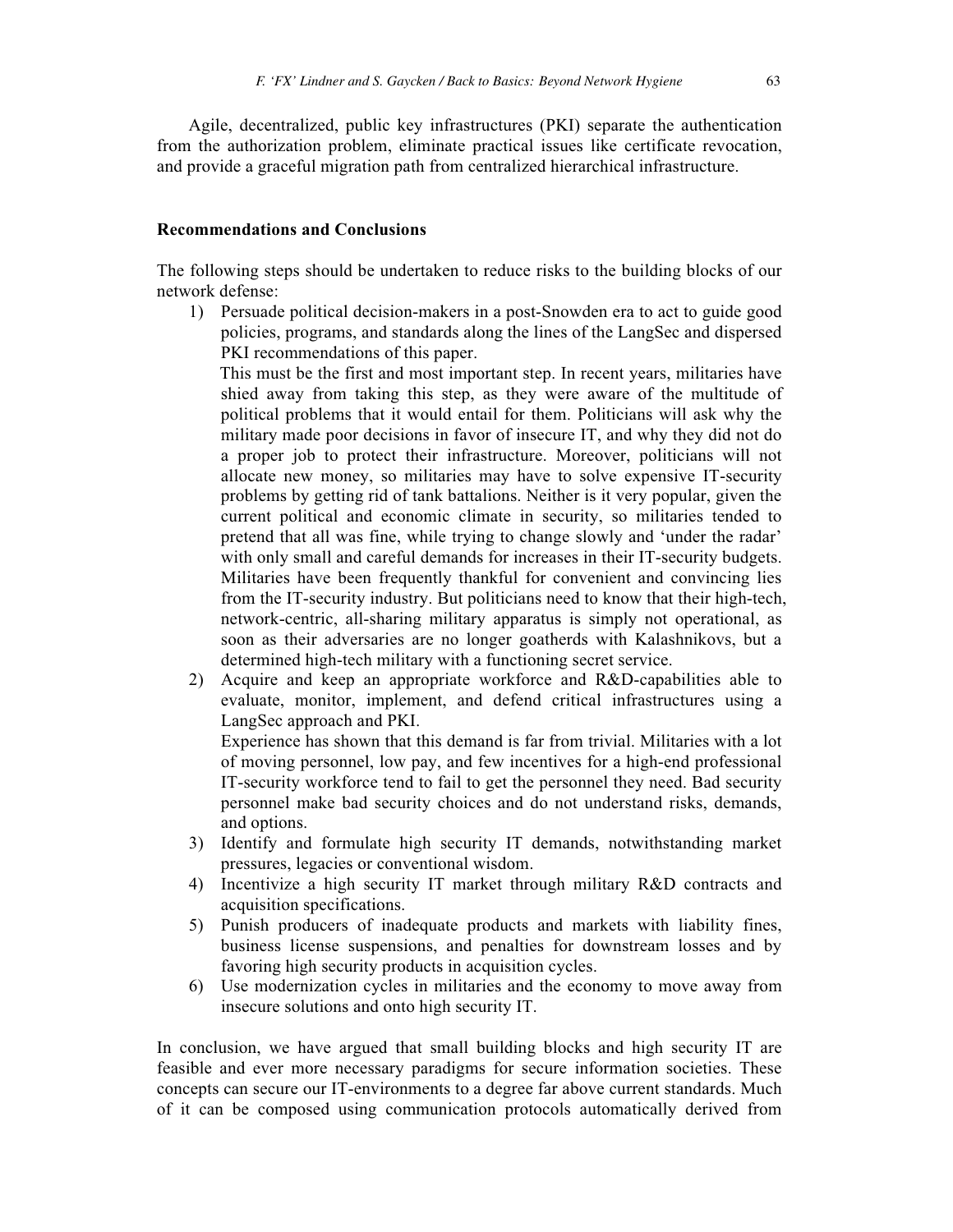Agile, decentralized, public key infrastructures (PKI) separate the authentication from the authorization problem, eliminate practical issues like certificate revocation, and provide a graceful migration path from centralized hierarchical infrastructure.

## Recommendations and Conclusions

The following steps should be undertaken to reduce risks to the building blocks of our network defense:

1) Persuade political decision-makers in a post-Snowden era to act to guide good policies, programs, and standards along the lines of the LangSec and dispersed PKI recommendations of this paper.
   This must be the first and most important step. In recent years, militaries have shied away from taking this step, as they were aware of the multitude of political problems that it would entail for them. Politicians will ask why the military made poor decisions in favor of insecure IT, and why they did not do a proper job to protect their infrastructure. Moreover, politicians will not allocate new money, so militaries may have to solve expensive IT-security problems by getting rid of tank battalions. Neither is it very popular, given the current political and economic climate in security, so militaries tended to pretend that all was fine, while trying to change slowly and 'under the radar' with only small and careful demands for increases in their IT-security budgets. Militaries have been frequently thankful for convenient and convincing lies from the IT-security industry. But politicians need to know that their high-tech, network-centric, all-sharing military apparatus is simply not operational, as soon as their adversaries are no longer goatherds with Kalashnikovs, but a determined high-tech military with a functioning secret service.
2) Acquire and keep an appropriate workforce and R&D-capabilities able to evaluate, monitor, implement, and defend critical infrastructures using a LangSec approach and PKI.
   Experience has shown that this demand is far from trivial. Militaries with a lot of moving personnel, low pay, and few incentives for a high-end professional IT-security workforce tend to fail to get the personnel they need. Bad security personnel make bad security choices and do not understand risks, demands, and options.
3) Identify and formulate high security IT demands, notwithstanding market pressures, legacies or conventional wisdom.
4) Incentivize a high security IT market through military R&D contracts and acquisition specifications.
5) Punish producers of inadequate products and markets with liability fines, business license suspensions, and penalties for downstream losses and by favoring high security products in acquisition cycles.
6) Use modernization cycles in militaries and the economy to move away from insecure solutions and onto high security IT.

In conclusion, we have argued that small building blocks and high security IT are feasible and ever more necessary paradigms for secure information societies. These concepts can secure our IT-environments to a degree far above current standards. Much of it can be composed using communication protocols automatically derived from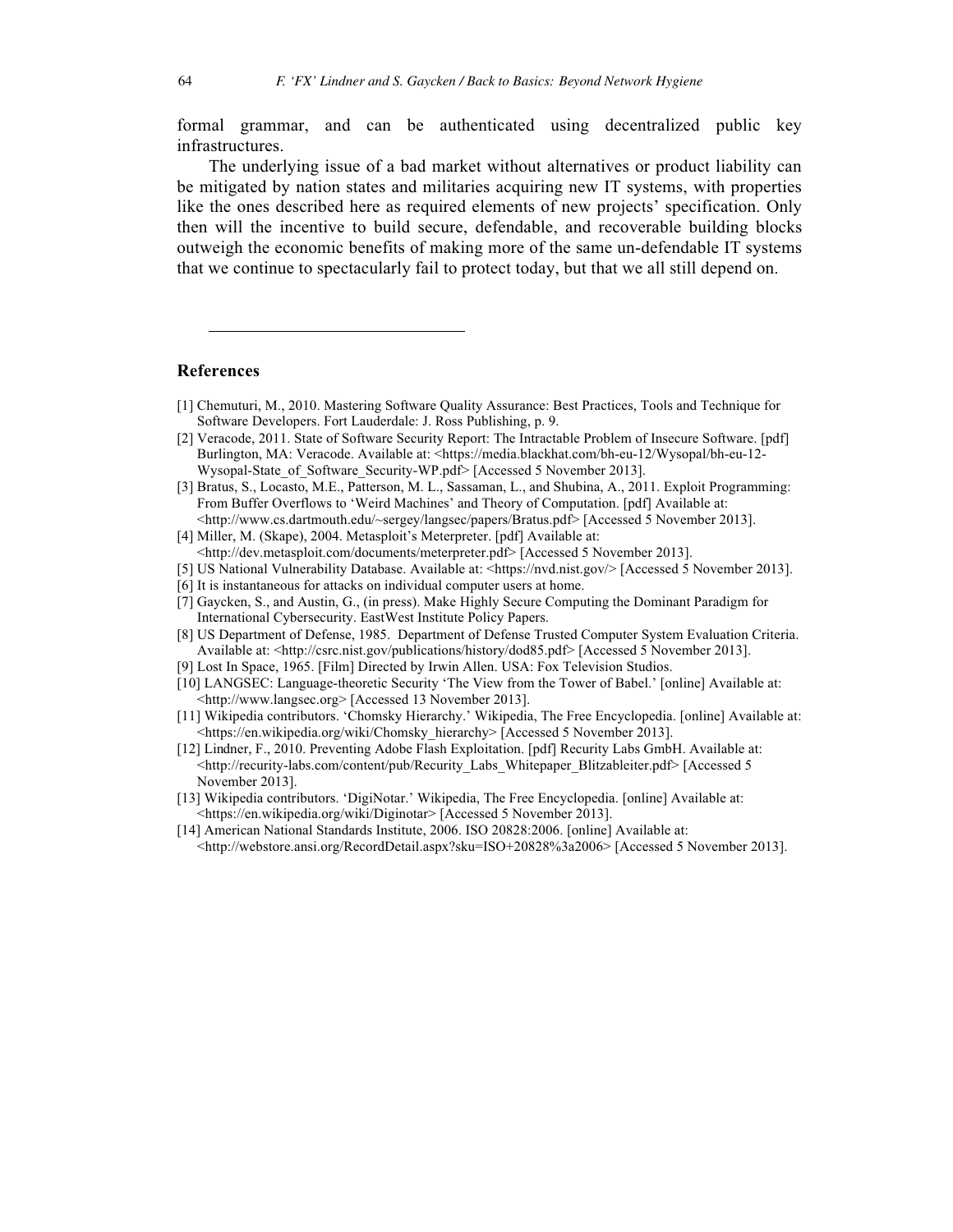formal grammar, and can be authenticated using decentralized public key infrastructures.

The underlying issue of a bad market without alternatives or product liability can be mitigated by nation states and militaries acquiring new IT systems, with properties like the ones described here as required elements of new projects' specification. Only then will the incentive to build secure, defendable, and recoverable building blocks outweigh the economic benefits of making more of the same un-defendable IT systems that we continue to spectacularly fail to protect today, but that we all still depend on.

---

## References

[1] Chemuturi, M., 2010. Mastering Software Quality Assurance: Best Practices, Tools and Technique for Software Developers. Fort Lauderdale: J. Ross Publishing, p. 9.

[2] Veracode, 2011. State of Software Security Report: The Intractable Problem of Insecure Software. [pdf] Burlington, MA: Veracode. Available at: <https://media.blackhat.com/bh-eu-12/Wysopal/bh-eu-12-Wysopal-State_of_Software_Security-WP.pdf> [Accessed 5 November 2013].

[3] Bratus, S., Locasto, M.E., Patterson, M. L., Sassaman, L., and Shubina, A., 2011. Exploit Programming: From Buffer Overflows to 'Weird Machines' and Theory of Computation. [pdf] Available at: <http://www.cs.dartmouth.edu/~sergey/langsec/papers/Bratus.pdf> [Accessed 5 November 2013].

[4] Miller, M. (Skape), 2004. Metasploit's Meterpreter. [pdf] Available at: <http://dev.metasploit.com/documents/meterpreter.pdf> [Accessed 5 November 2013].

[5] US National Vulnerability Database. Available at: <https://nvd.nist.gov/> [Accessed 5 November 2013].

[6] It is instantaneous for attacks on individual computer users at home.

[7] Gaycken, S., and Austin, G., (in press). Make Highly Secure Computing the Dominant Paradigm for International Cybersecurity. EastWest Institute Policy Papers.

[8] US Department of Defense, 1985. Department of Defense Trusted Computer System Evaluation Criteria. Available at: <http://csrc.nist.gov/publications/history/dod85.pdf> [Accessed 5 November 2013].

[9] Lost In Space, 1965. [Film] Directed by Irwin Allen. USA: Fox Television Studios.

[10] LANGSEC: Language-theoretic Security 'The View from the Tower of Babel.' [online] Available at: <http://www.langsec.org> [Accessed 13 November 2013].

[11] Wikipedia contributors. 'Chomsky Hierarchy.' Wikipedia, The Free Encyclopedia. [online] Available at: <https://en.wikipedia.org/wiki/Chomsky_hierarchy> [Accessed 5 November 2013].

[12] Lindner, F., 2010. Preventing Adobe Flash Exploitation. [pdf] Recurity Labs GmbH. Available at: <http://recurity-labs.com/content/pub/Recurity_Labs_Whitepaper_Blitzableiter.pdf> [Accessed 5 November 2013].

[13] Wikipedia contributors. 'DigiNotar.' Wikipedia, The Free Encyclopedia. [online] Available at: <https://en.wikipedia.org/wiki/Diginotar> [Accessed 5 November 2013].

[14] American National Standards Institute, 2006. ISO 20828:2006. [online] Available at: <http://webstore.ansi.org/RecordDetail.aspx?sku=ISO+20828%3a2006> [Accessed 5 November 2013].